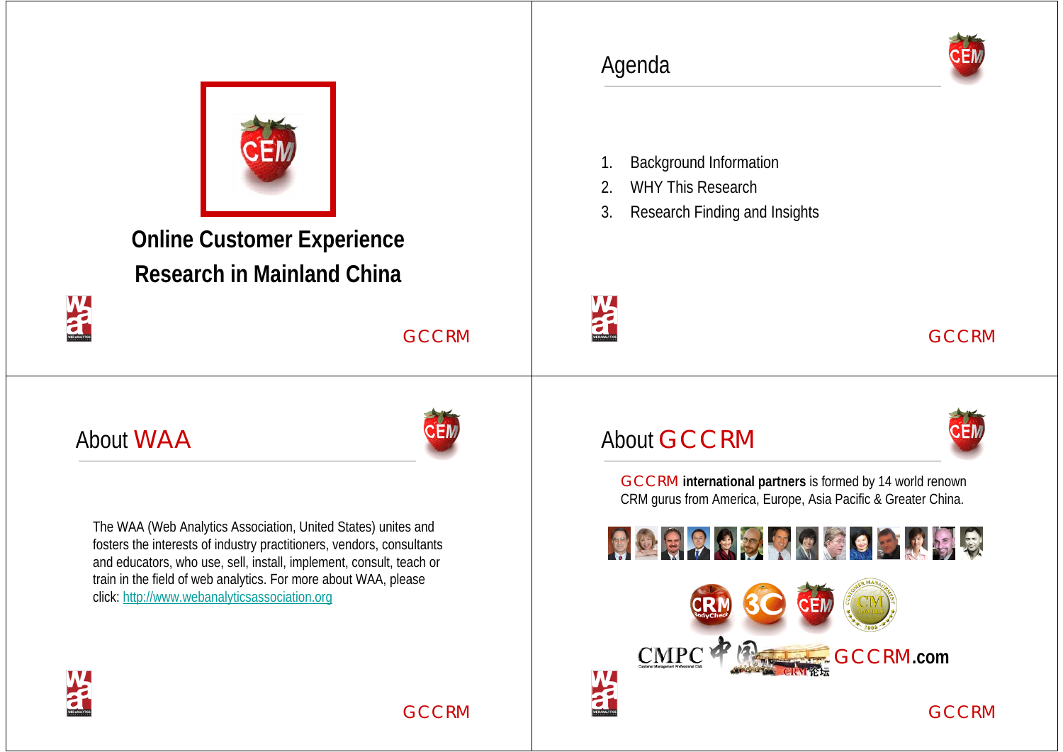# Online Customer Experience Research in Mainland China

## Agenda

1. Background Information
2. WHY This Research
3. Research Finding and Insights

## About WAA

The WAA (Web Analytics Association, United States) unites and fosters the interests of industry practitioners, vendors, consultants and educators, who use, sell, install, implement, consult, teach or train in the field of web analytics. For more about WAA, please click: http://www.webanalyticsassociation.org

## About GCCRM

GCCRM **international partners** is formed by 14 world renown CRM gurus from America, Europe, Asia Pacific & Greater China.

GCCRM.com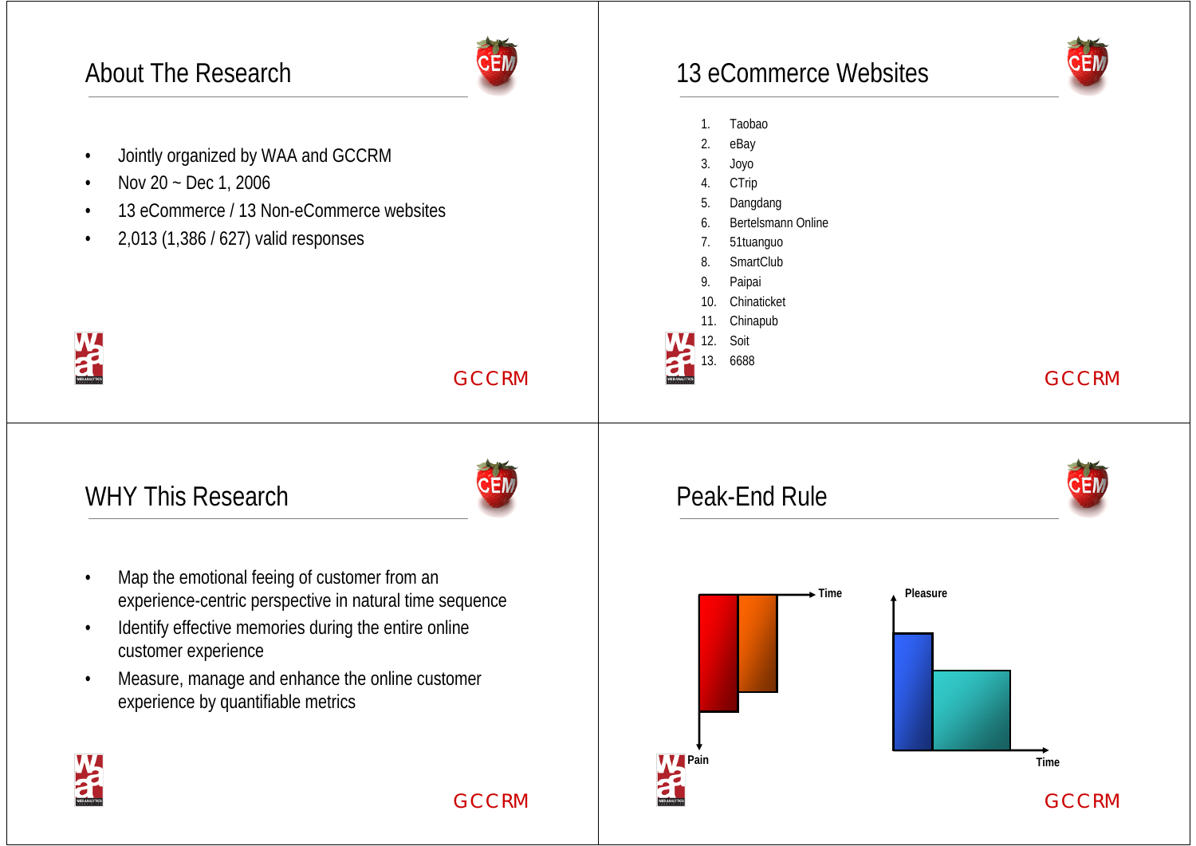## About The Research

- Jointly organized by WAA and GCCRM
- Nov 20 ~ Dec 1, 2006
- 13 eCommerce / 13 Non-eCommerce websites
- 2,013 (1,386 / 627) valid responses

GCCRM

## 13 eCommerce Websites

1. Taobao
2. eBay
3. Joyo
4. CTrip
5. Dangdang
6. Bertelsmann Online
7. 51tuanguo
8. SmartClub
9. Paipai
10. Chinaticket
11. Chinapub
12. Soit
13. 6688

GCCRM

## WHY This Research

- Map the emotional feeing of customer from an experience-centric perspective in natural time sequence
- Identify effective memories during the entire online customer experience
- Measure, manage and enhance the online customer experience by quantifiable metrics

GCCRM

## Peak-End Rule

Time

Pain

Pleasure

Time

GCCRM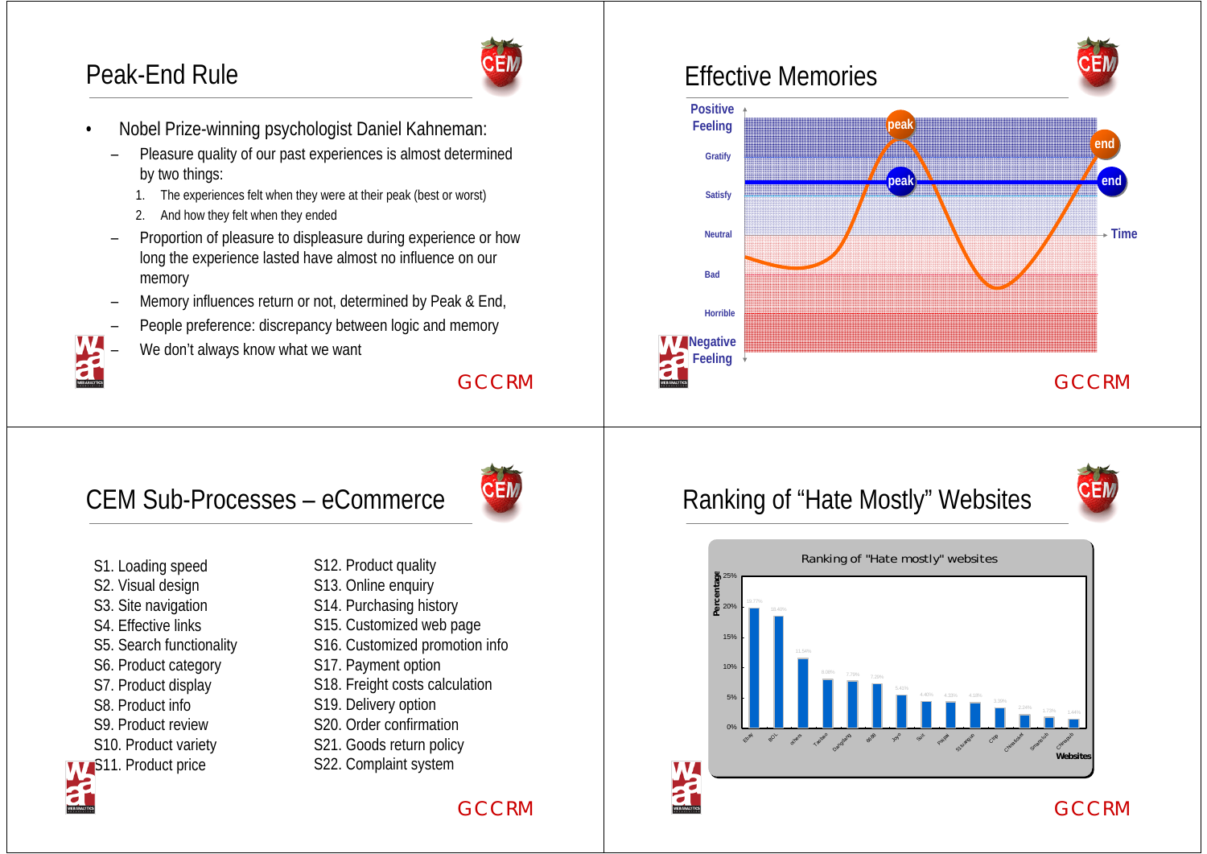## Peak-End Rule

- Nobel Prize-winning psychologist Daniel Kahneman:
  - Pleasure quality of our past experiences is almost determined by two things:
    1. The experiences felt when they were at their peak (best or worst)
    2. And how they felt when they ended
  - Proportion of pleasure to displeasure during experience or how long the experience lasted have almost no influence on our memory
  - Memory influences return or not, determined by Peak & End,
  - People preference: discrepancy between logic and memory
  - We don't always know what we want

## Effective Memories

Positive Feeling

Gratify

Satisfy

Neutral

Bad

Horrible

Negative Feeling

Time

peak, end

## CEM Sub-Processes – eCommerce

S1. Loading speed
S2. Visual design
S3. Site navigation
S4. Effective links
S5. Search functionality
S6. Product category
S7. Product display
S8. Product info
S9. Product review
S10. Product variety
S11. Product price
S12. Product quality
S13. Online enquiry
S14. Purchasing history
S15. Customized web page
S16. Customized promotion info
S17. Payment option
S18. Freight costs calculation
S19. Delivery option
S20. Order confirmation
S21. Goods return policy
S22. Complaint system

## Ranking of "Hate Mostly" Websites

Ranking of "Hate mostly" websites

| Websites | Percentage |
|---|---|
| Ebay | 19.77% |
| BOL | 18.40% |
| others | 11.54% |
| Taobao | 8.09% |
| Dangdang | 7.78% |
| 6688 | 7.28% |
| Joyo | 5.41% |
| Sell | 4.40% |
| Paipai | 4.33% |
| Sifuangjue | 4.18% |
| Chip | 3.38% |
| Chinaquick | 2.24% |
| Smartshop | 1.73% |
| Chinapub | 1.44% |

GCCRM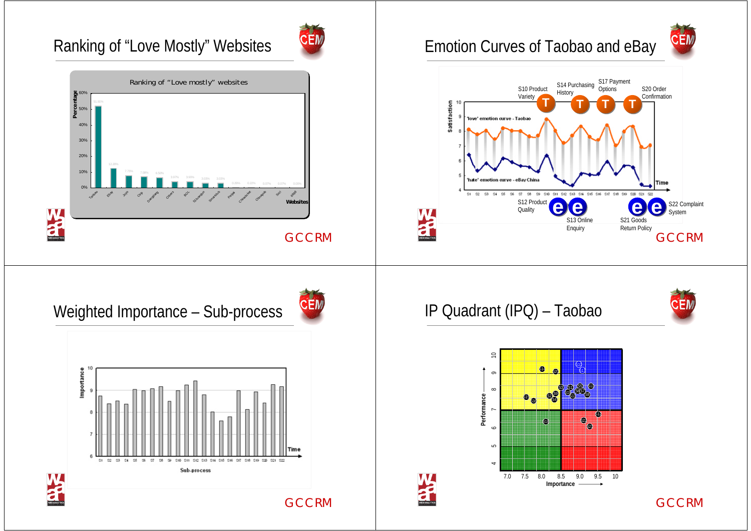## Ranking of "Love Mostly" Websites

Ranking of "Love mostly" websites

Percentage

| Websites | Percentage |
|---|---|
| Taobao | 51.81% |
| Ebay | 12.20% |
| Joyo | 7.73% |
| Ctrip | 7.08% |
| Dangdang | 6.50% |
| Others | 3.97% |
| 8OL | 3.90% |
| Sinuanguo | 3.03% |
| Smartsub | 3.03% |
| Paipai | 0.29% |
| Chinadircet | 0.22% |
| Chinapub | 0.07% |
| Soci | 0.07% |
| eBigo | 0.00% |

GCCRM

## Emotion Curves of Taobao and eBay

'love' emotion curve - Taobao

'hate' emotion curve - eBay China

Satisfaction

Time

S1 S2 S3 S4 S5 S6 S7 S8 S9 S10 S11 S12 S13 S14 S15 S16 S17 S18 S19 S20 S21 S22

T: S10 Product Variety; S14 Purchasing History; S17 Payment Options; S20 Order Confirmation

e: S12 Product Quality; S13 Online Enquiry; S21 Goods Return Policy; S22 Complaint System

GCCRM

## Weighted Importance – Sub-process

Importance

Sub-process

Time

S1 S2 S3 S4 S5 S6 S7 S8 S9 S10 S11 S12 S13 S14 S15 S16 S17 S18 S19 S20 S21 S22

GCCRM

## IP Quadrant (IPQ) – Taobao

Performance

Importance

GCCRM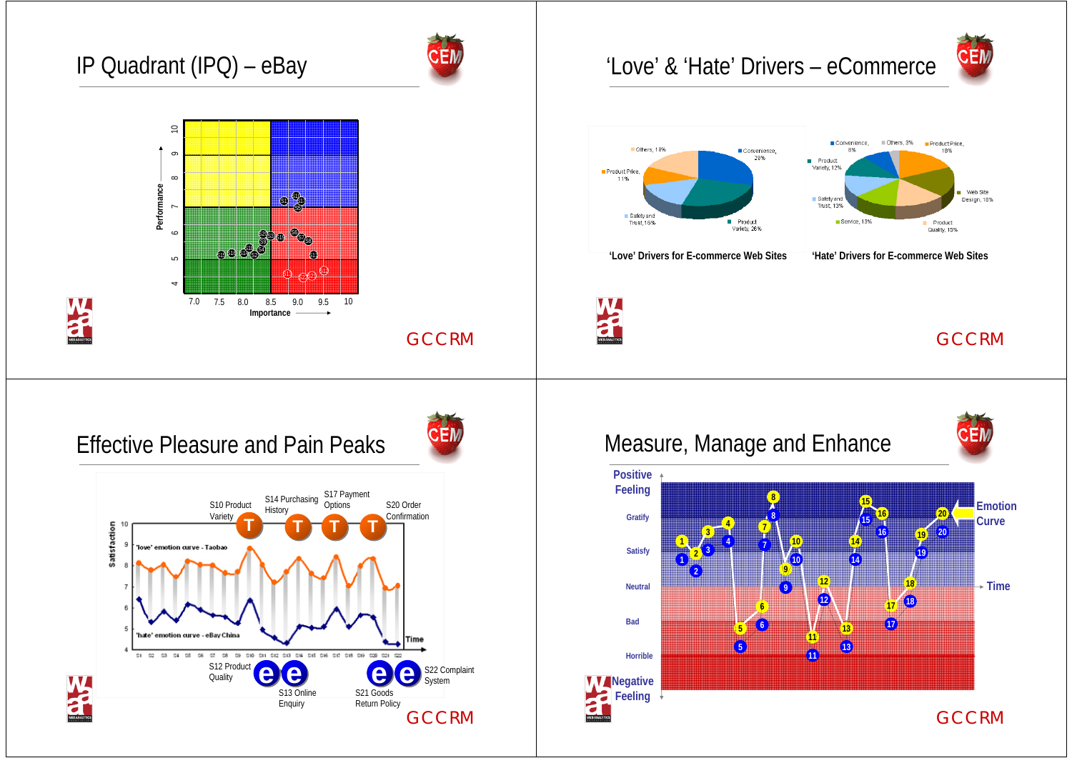## IP Quadrant (IPQ) – eBay

Performance

Importance

7.0 7.5 8.0 8.5 9.0 9.5 10

GCCRM

## 'Love' & 'Hate' Drivers – eCommerce

'Love' Drivers for E-commerce Web Sites

- Others, 18%
- Convenience, 29%
- Product Price, 11%
- Safety and Trust, 16%
- Product Variety, 26%

'Hate' Drivers for E-commerce Web Sites

- Convenience, 8%
- Others, 3%
- Product Price, 18%
- Product Variety, 12%
- Web Site Design, 18%
- Safety and Trust, 13%
- Service, 13%
- Product Quality, 15%

GCCRM

## Effective Pleasure and Pain Peaks

S10 Product Variety, S14 Purchasing History, S17 Payment Options, S20 Order Confirmation

'love' emotion curve - Taobao

'hate' emotion curve - eBay China

S12 Product Quality, S13 Online Enquiry, S21 Goods Return Policy, S22 Complaint System

Satisfaction — Time

GCCRM

## Measure, Manage and Enhance

Positive Feeling — Gratify, Satisfy, Neutral, Bad, Horrible — Negative Feeling

Emotion Curve

Time

GCCRM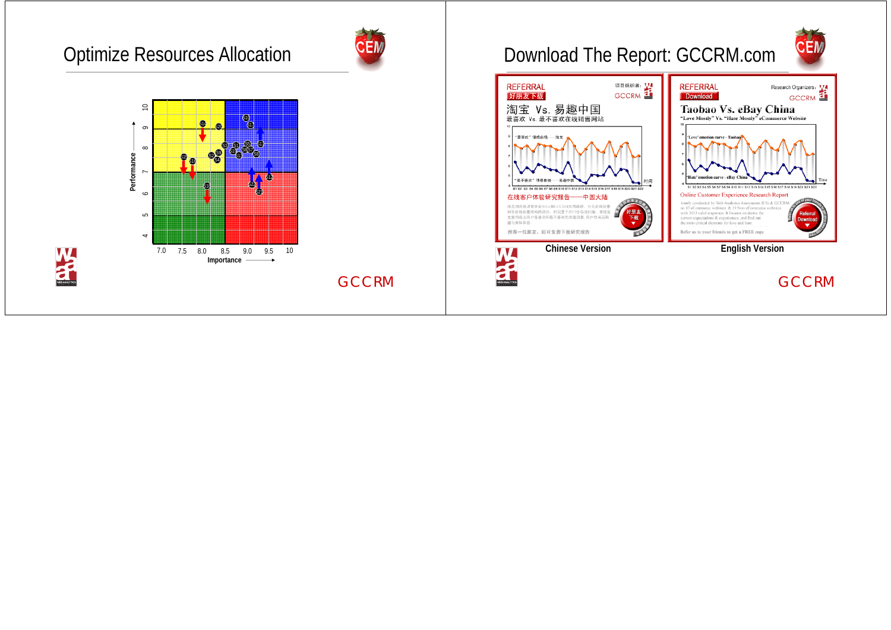## Optimize Resources Allocation

Performance

10
9
8
7
6
5
4

7.0 7.5 8.0 8.5 9.0 9.5 10

Importance

GCCRM

## Download The Report: GCCRM.com

REFERRAL
好朋友下载
项目组织者：
GCCRM

淘宝 Vs. 易趣中国
最喜欢 Vs. 最不喜欢在线销售网站

在线客户体验研究报告——中国大陆

推荐一位朋友，即可免费下载研究报告

REFERRAL
Download
Research Organizers:
GCCRM

Taobao Vs. eBay China
"Love Mostly" Vs. "Hate Mostly" eCommerce Website

Online Customer Experience Research Report

Refer us to your friends to get a FREE copy

Chinese Version

English Version

GCCRM